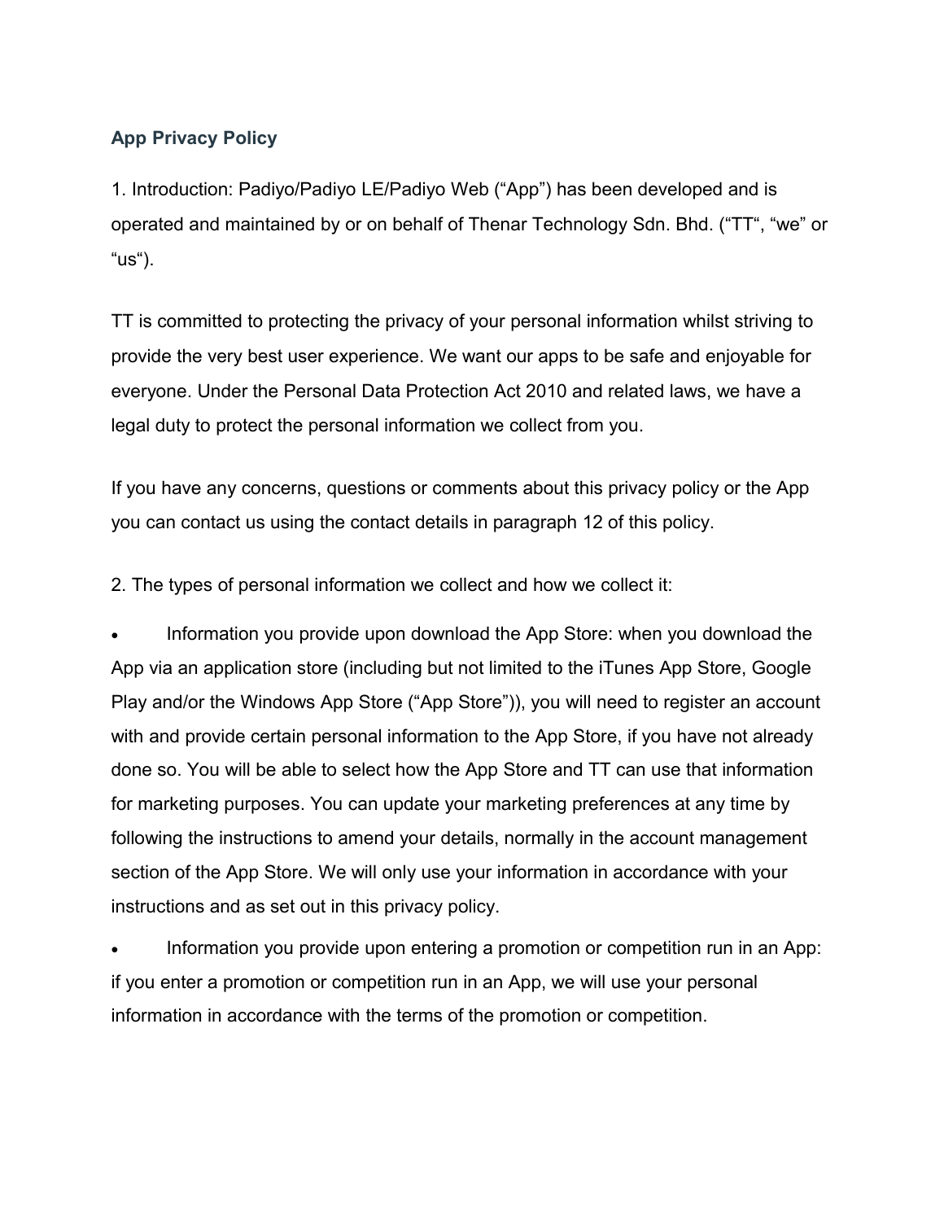## App Privacy Policy

1. Introduction: Padiyo/Padiyo LE/Padiyo Web ("App") has been developed and is operated and maintained by or on behalf of Thenar Technology Sdn. Bhd. ("TT", "we" or "us").

TT is committed to protecting the privacy of your personal information whilst striving to provide the very best user experience. We want our apps to be safe and enjoyable for everyone. Under the Personal Data Protection Act 2010 and related laws, we have a legal duty to protect the personal information we collect from you.

If you have any concerns, questions or comments about this privacy policy or the App you can contact us using the contact details in paragraph 12 of this policy.

2. The types of personal information we collect and how we collect it:

- Information you provide upon download the App Store: when you download the App via an application store (including but not limited to the iTunes App Store, Google Play and/or the Windows App Store ("App Store")), you will need to register an account with and provide certain personal information to the App Store, if you have not already done so. You will be able to select how the App Store and TT can use that information for marketing purposes. You can update your marketing preferences at any time by following the instructions to amend your details, normally in the account management section of the App Store. We will only use your information in accordance with your instructions and as set out in this privacy policy.
- Information you provide upon entering a promotion or competition run in an App: if you enter a promotion or competition run in an App, we will use your personal information in accordance with the terms of the promotion or competition.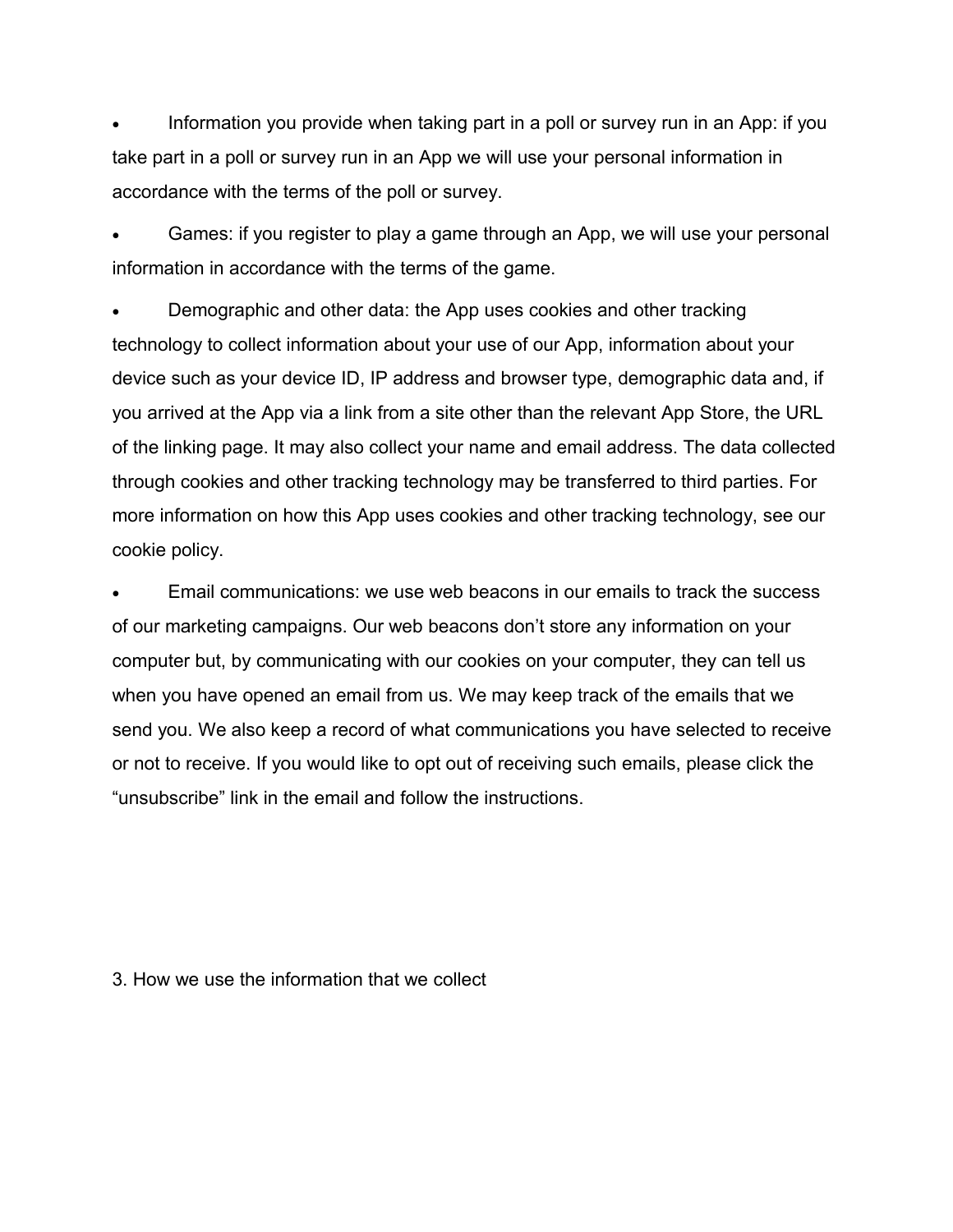- Information you provide when taking part in a poll or survey run in an App: if you take part in a poll or survey run in an App we will use your personal information in accordance with the terms of the poll or survey.

- Games: if you register to play a game through an App, we will use your personal information in accordance with the terms of the game.

- Demographic and other data: the App uses cookies and other tracking technology to collect information about your use of our App, information about your device such as your device ID, IP address and browser type, demographic data and, if you arrived at the App via a link from a site other than the relevant App Store, the URL of the linking page. It may also collect your name and email address. The data collected through cookies and other tracking technology may be transferred to third parties. For more information on how this App uses cookies and other tracking technology, see our cookie policy.

- Email communications: we use web beacons in our emails to track the success of our marketing campaigns. Our web beacons don't store any information on your computer but, by communicating with our cookies on your computer, they can tell us when you have opened an email from us. We may keep track of the emails that we send you. We also keep a record of what communications you have selected to receive or not to receive. If you would like to opt out of receiving such emails, please click the "unsubscribe" link in the email and follow the instructions.

## 3. How we use the information that we collect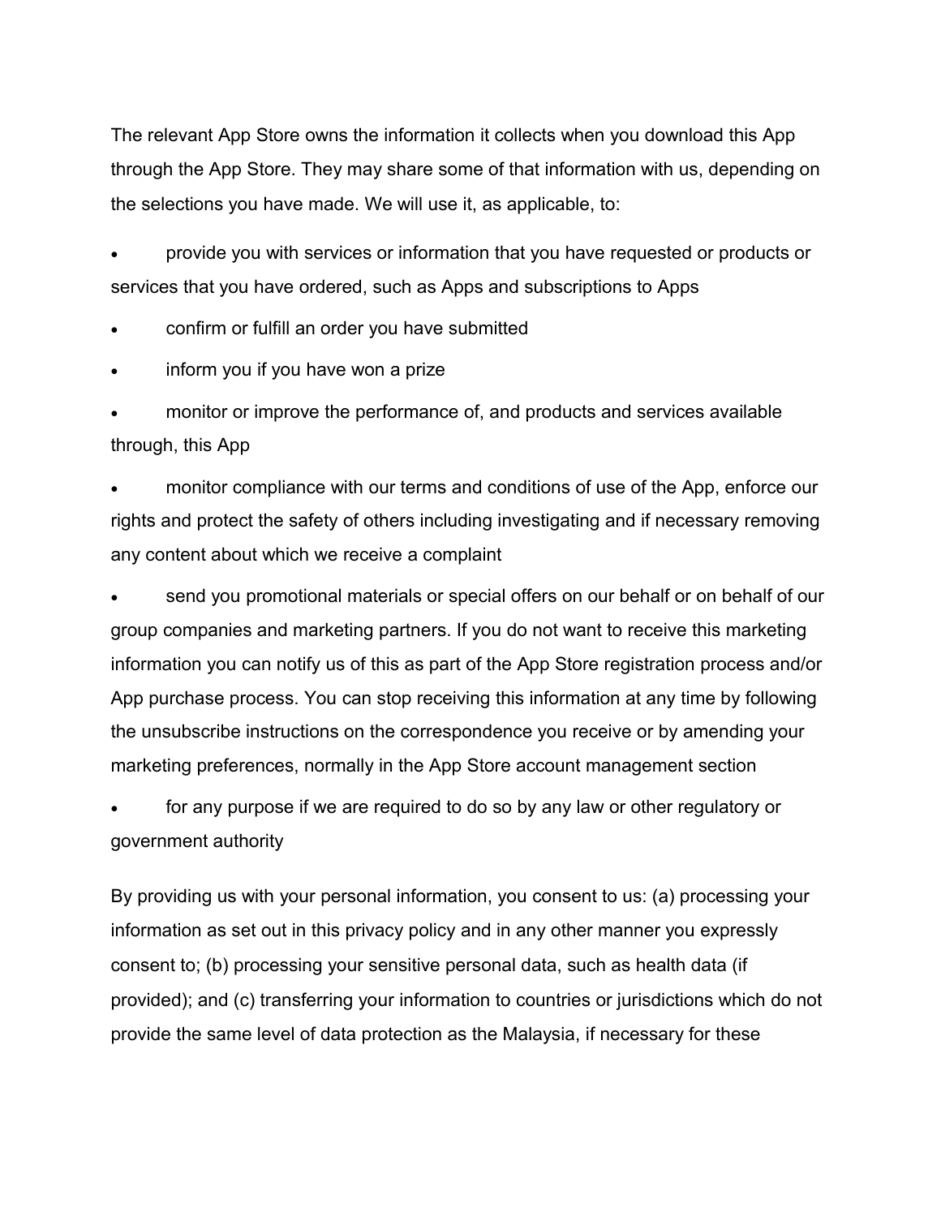The relevant App Store owns the information it collects when you download this App through the App Store. They may share some of that information with us, depending on the selections you have made. We will use it, as applicable, to:

- provide you with services or information that you have requested or products or services that you have ordered, such as Apps and subscriptions to Apps
- confirm or fulfill an order you have submitted
- inform you if you have won a prize
- monitor or improve the performance of, and products and services available through, this App
- monitor compliance with our terms and conditions of use of the App, enforce our rights and protect the safety of others including investigating and if necessary removing any content about which we receive a complaint
- send you promotional materials or special offers on our behalf or on behalf of our group companies and marketing partners. If you do not want to receive this marketing information you can notify us of this as part of the App Store registration process and/or App purchase process. You can stop receiving this information at any time by following the unsubscribe instructions on the correspondence you receive or by amending your marketing preferences, normally in the App Store account management section
- for any purpose if we are required to do so by any law or other regulatory or government authority

By providing us with your personal information, you consent to us: (a) processing your information as set out in this privacy policy and in any other manner you expressly consent to; (b) processing your sensitive personal data, such as health data (if provided); and (c) transferring your information to countries or jurisdictions which do not provide the same level of data protection as the Malaysia, if necessary for these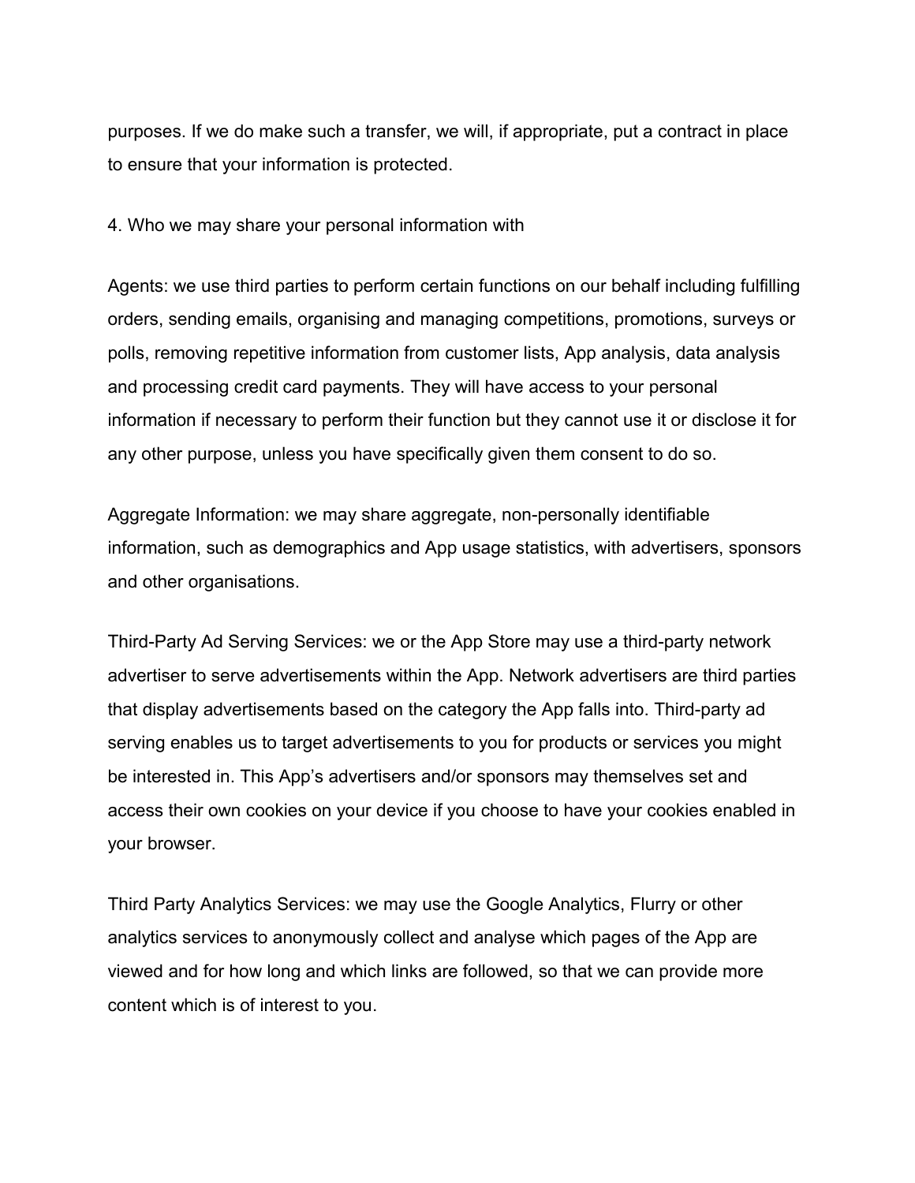purposes. If we do make such a transfer, we will, if appropriate, put a contract in place to ensure that your information is protected.

## 4. Who we may share your personal information with

Agents: we use third parties to perform certain functions on our behalf including fulfilling orders, sending emails, organising and managing competitions, promotions, surveys or polls, removing repetitive information from customer lists, App analysis, data analysis and processing credit card payments. They will have access to your personal information if necessary to perform their function but they cannot use it or disclose it for any other purpose, unless you have specifically given them consent to do so.

Aggregate Information: we may share aggregate, non-personally identifiable information, such as demographics and App usage statistics, with advertisers, sponsors and other organisations.

Third-Party Ad Serving Services: we or the App Store may use a third-party network advertiser to serve advertisements within the App. Network advertisers are third parties that display advertisements based on the category the App falls into. Third-party ad serving enables us to target advertisements to you for products or services you might be interested in. This App's advertisers and/or sponsors may themselves set and access their own cookies on your device if you choose to have your cookies enabled in your browser.

Third Party Analytics Services: we may use the Google Analytics, Flurry or other analytics services to anonymously collect and analyse which pages of the App are viewed and for how long and which links are followed, so that we can provide more content which is of interest to you.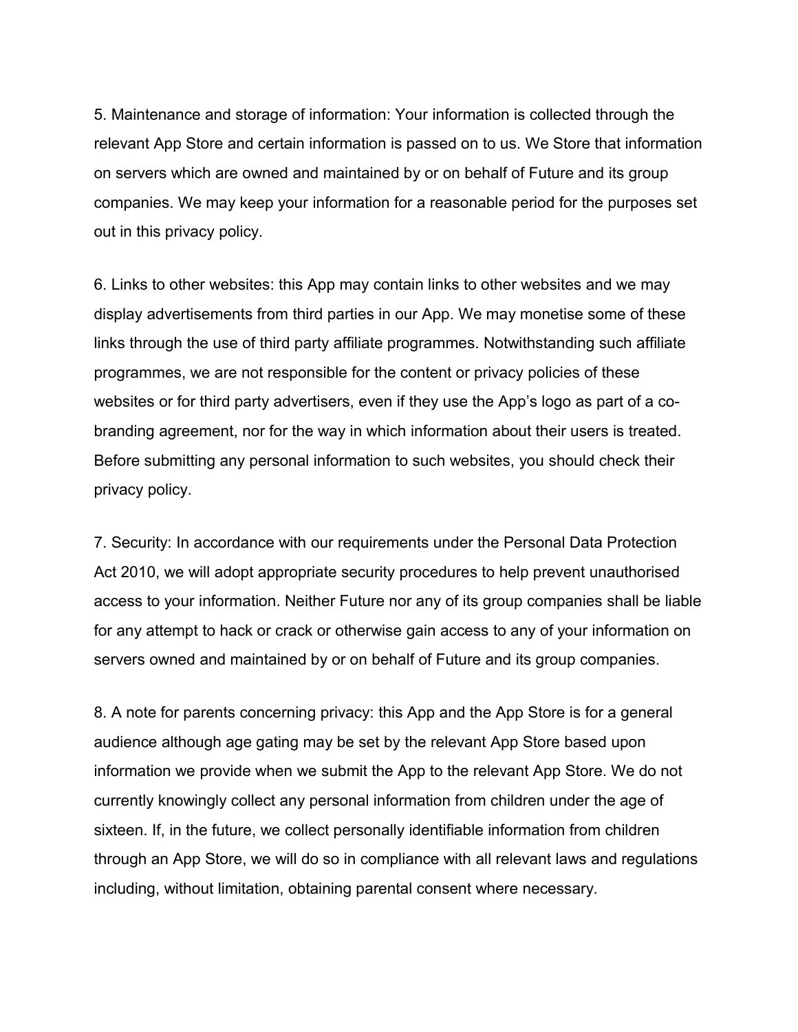5. Maintenance and storage of information: Your information is collected through the relevant App Store and certain information is passed on to us. We Store that information on servers which are owned and maintained by or on behalf of Future and its group companies. We may keep your information for a reasonable period for the purposes set out in this privacy policy.

6. Links to other websites: this App may contain links to other websites and we may display advertisements from third parties in our App. We may monetise some of these links through the use of third party affiliate programmes. Notwithstanding such affiliate programmes, we are not responsible for the content or privacy policies of these websites or for third party advertisers, even if they use the App's logo as part of a co-branding agreement, nor for the way in which information about their users is treated. Before submitting any personal information to such websites, you should check their privacy policy.

7. Security: In accordance with our requirements under the Personal Data Protection Act 2010, we will adopt appropriate security procedures to help prevent unauthorised access to your information. Neither Future nor any of its group companies shall be liable for any attempt to hack or crack or otherwise gain access to any of your information on servers owned and maintained by or on behalf of Future and its group companies.

8. A note for parents concerning privacy: this App and the App Store is for a general audience although age gating may be set by the relevant App Store based upon information we provide when we submit the App to the relevant App Store. We do not currently knowingly collect any personal information from children under the age of sixteen. If, in the future, we collect personally identifiable information from children through an App Store, we will do so in compliance with all relevant laws and regulations including, without limitation, obtaining parental consent where necessary.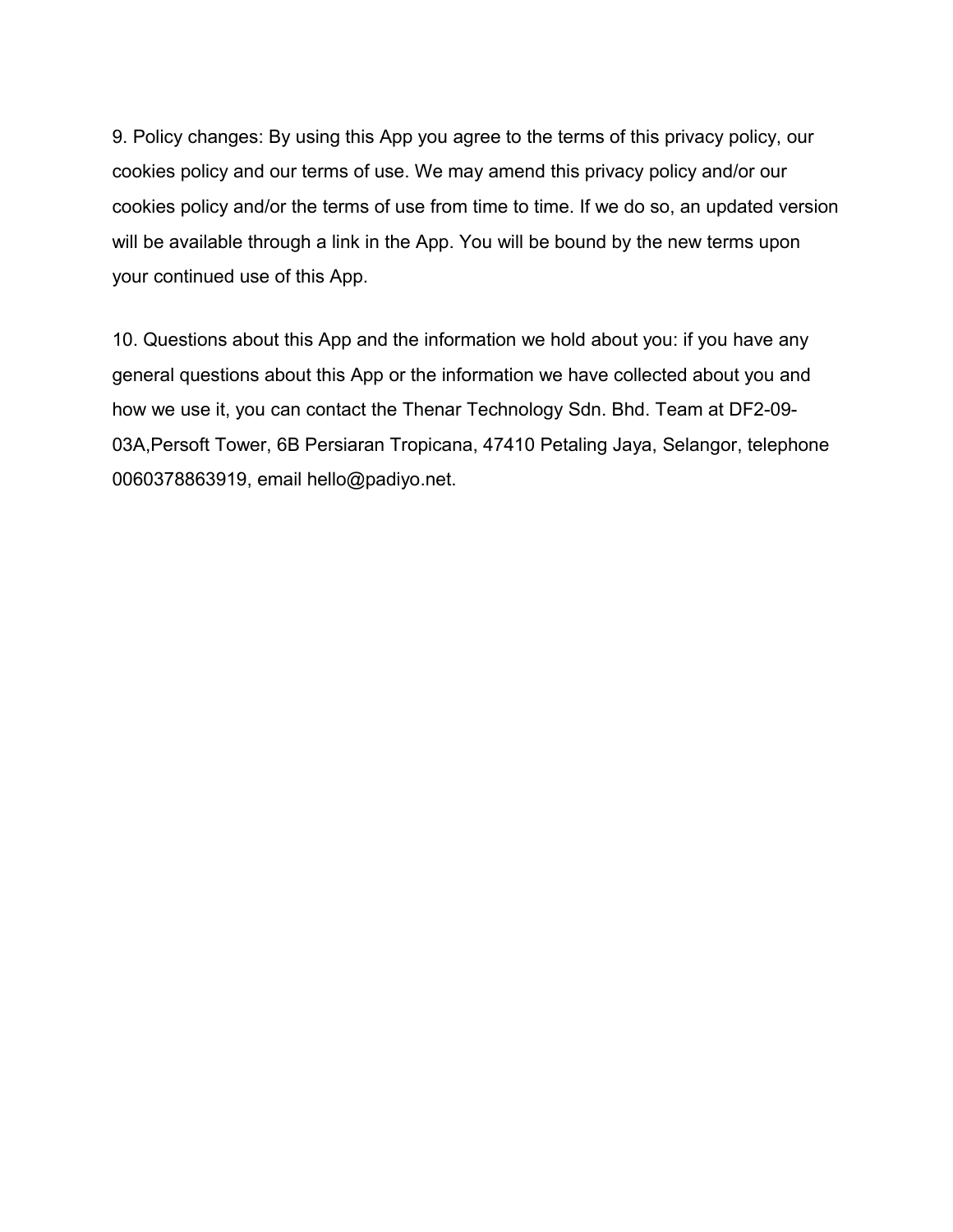9. Policy changes: By using this App you agree to the terms of this privacy policy, our cookies policy and our terms of use. We may amend this privacy policy and/or our cookies policy and/or the terms of use from time to time. If we do so, an updated version will be available through a link in the App. You will be bound by the new terms upon your continued use of this App.

10. Questions about this App and the information we hold about you: if you have any general questions about this App or the information we have collected about you and how we use it, you can contact the Thenar Technology Sdn. Bhd. Team at DF2-09-03A,Persoft Tower, 6B Persiaran Tropicana, 47410 Petaling Jaya, Selangor, telephone 0060378863919, email hello@padiyo.net.